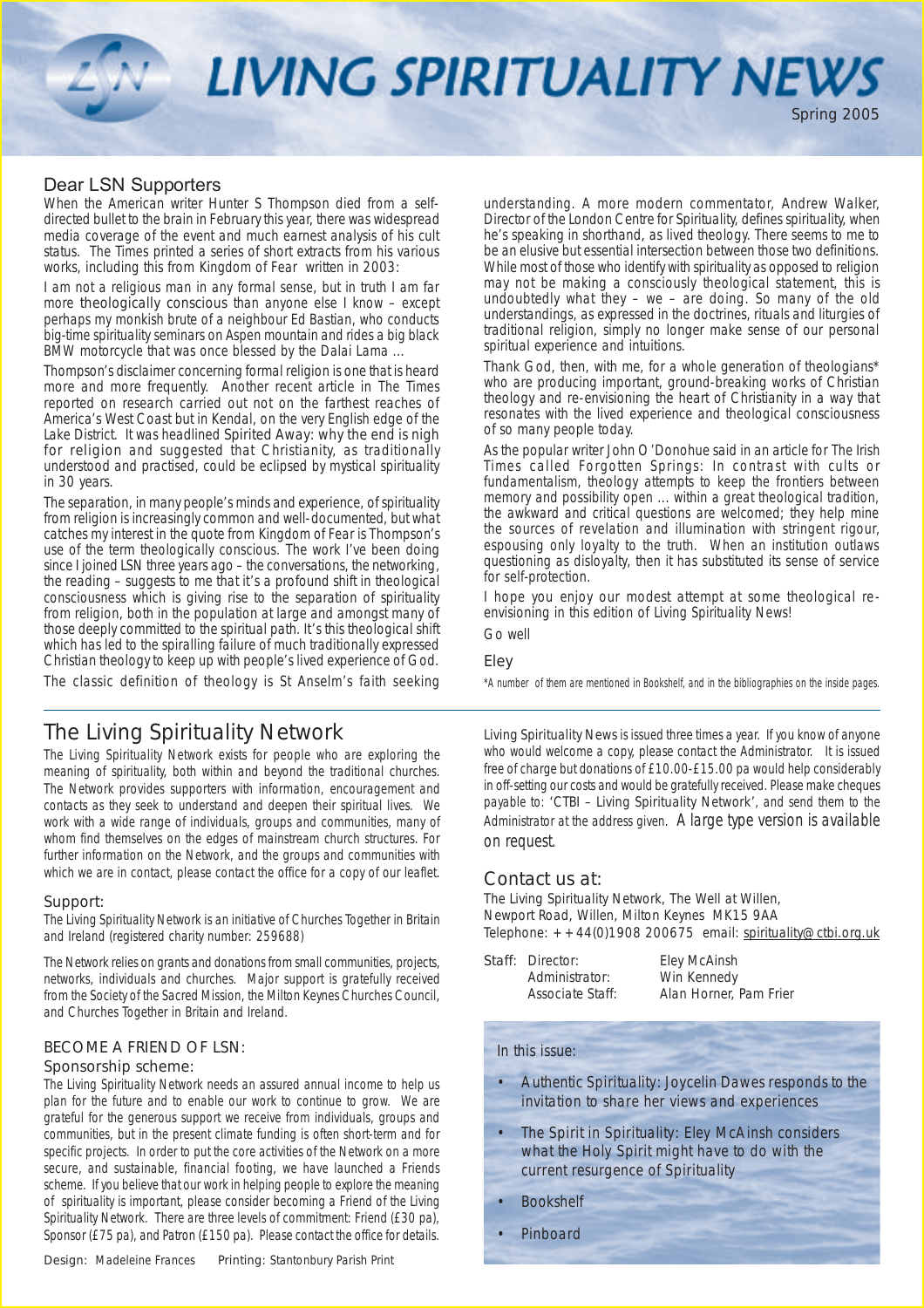# LIVING SPIRITUALITY NEWS

Spring 2005

## Dear LSN Supporters

When the American writer Hunter S Thompson died from a self-directed bullet to the brain in February this year, there was widespread media coverage of the event and much earnest analysis of his cult status. The Times printed a series of short extracts from his various works, including this from *Kingdom of Fear* written in 2003:

*I am not a religious man in any formal sense, but in truth I am far more theologically conscious than anyone else I know – except perhaps my monkish brute of a neighbour Ed Bastian, who conducts big-time spirituality seminars on Aspen mountain and rides a big black BMW motorcycle that was once blessed by the Dalai Lama …*

Thompson's disclaimer concerning formal religion is one that is heard more and more frequently. Another recent article in The Times reported on research carried out not on the farthest reaches of America's West Coast but in Kendal, on the very English edge of the Lake District. It was headlined *Spirited Away: why the end is nigh for religion* and suggested that Christianity, as traditionally understood and practised, could be eclipsed by mystical spirituality in 30 years.

The separation, in many people's minds and experience, of spirituality from religion is increasingly common and well-documented, but what catches my interest in the quote from *Kingdom of Fear* is Thompson's use of the term *theologically conscious*. The work I've been doing since I joined LSN three years ago – the conversations, the networking, the reading – suggests to me that it's a profound shift in theological consciousness which is giving rise to the separation of spirituality from religion, both in the population at large and amongst many of those deeply committed to the spiritual path. It's this theological shift which has led to the spiralling failure of much traditionally expressed Christian theology to keep up with people's lived experience of God.

The classic definition of theology is St Anselm's *faith seeking understanding*. A more modern commentator, Andrew Walker, Director of the London Centre for Spirituality, defines spirituality, when he's speaking in shorthand, as *lived theology*. There seems to me to be an elusive but essential intersection between those two definitions. While most of those who identify with spirituality as opposed to religion may not be making a consciously theological statement, this is undoubtedly what they – we – are doing. So many of the old understandings, as expressed in the doctrines, rituals and liturgies of traditional religion, simply no longer make sense of our personal spiritual experience and intuitions.

Thank God, then, with me, for a whole generation of theologians* who are producing important, ground-breaking works of Christian theology and re-envisioning the heart of Christianity in a way that resonates with the lived experience and theological consciousness of so many people today.

As the popular writer John O'Donohue said in an article for The Irish Times called *Forgotten Springs*: *In contrast with cults or fundamentalism, theology attempts to keep the frontiers between memory and possibility open … within a great theological tradition, the awkward and critical questions are welcomed; they help mine the sources of revelation and illumination with stringent rigour, espousing only loyalty to the truth. When an institution outlaws questioning as disloyalty, then it has substituted its sense of service for self-protection.*

I hope you enjoy our modest attempt at some theological re-envisioning in this edition of Living Spirituality News!

Go well

Eley

*A number of them are mentioned in Bookshelf, and in the bibliographies on the inside pages.

## The Living Spirituality Network

The Living Spirituality Network exists for people who are exploring the meaning of spirituality, both within and beyond the traditional churches. The Network provides supporters with information, encouragement and contacts as they seek to understand and deepen their spiritual lives. We work with a wide range of individuals, groups and communities, many of whom find themselves on the edges of mainstream church structures. For further information on the Network, and the groups and communities with which we are in contact, please contact the office for a copy of our leaflet.

### Support:

The Living Spirituality Network is an initiative of Churches Together in Britain and Ireland (registered charity number: 259688)

The Network relies on grants and donations from small communities, projects, networks, individuals and churches. Major support is gratefully received from the Society of the Sacred Mission, the Milton Keynes Churches Council, and Churches Together in Britain and Ireland.

### BECOME A FRIEND OF LSN:

### Sponsorship scheme:

The Living Spirituality Network needs an assured annual income to help us plan for the future and to enable our work to continue to grow. We are grateful for the generous support we receive from individuals, groups and communities, but in the present climate funding is often short-term and for specific projects. In order to put the core activities of the Network on a more secure, and sustainable, financial footing, we have launched a Friends scheme. If you believe that our work in helping people to explore the meaning of spirituality is important, please consider becoming a Friend of the Living Spirituality Network. There are three levels of commitment: Friend (£30 pa), Sponsor (£75 pa), and Patron (£150 pa). Please contact the office for details.

Design: Madeleine Frances   Printing: Stantonbury Parish Print

Living Spirituality News is issued three times a year. If you know of anyone who would welcome a copy, please contact the Administrator. It is issued free of charge but donations of £10.00-£15.00 pa would help considerably in off-setting our costs and would be gratefully received. Please make cheques payable to: 'CTBI – Living Spirituality Network', and send them to the Administrator at the address given. A large type version is available on request.

## Contact us at:

The Living Spirituality Network, The Well at Willen, Newport Road, Willen, Milton Keynes MK15 9AA
Telephone: ++44(0)1908 200675 email: spirituality@ctbi.org.uk

Staff:
- Director: Eley McAinsh
- Administrator: Win Kennedy
- Associate Staff: Alan Horner, Pam Frier

### In this issue:

- Authentic Spirituality: Joycelin Dawes responds to the invitation to share her views and experiences
- The Spirit in Spirituality: Eley McAinsh considers what the Holy Spirit might have to do with the current resurgence of Spirituality
- Bookshelf
- Pinboard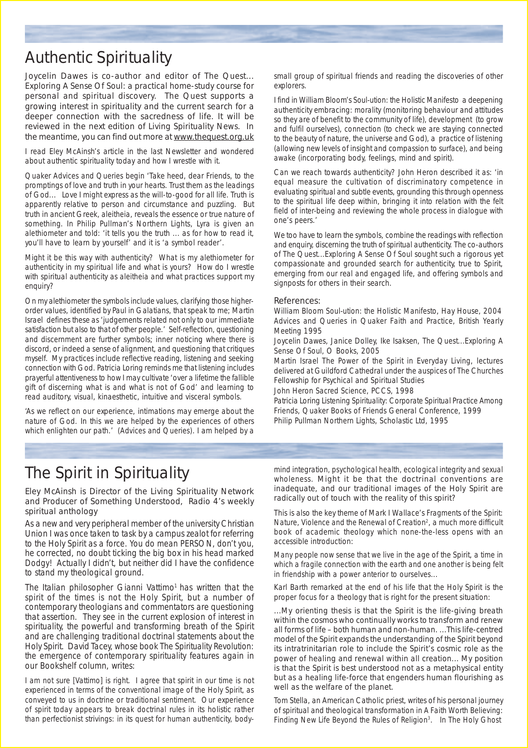# Authentic Spirituality

Joycelin Dawes is co-author and editor of The Quest... Exploring A Sense Of Soul: a practical home-study course for personal and spiritual discovery. The Quest supports a growing interest in spirituality and the current search for a deeper connection with the sacredness of life. It will be reviewed in the next edition of Living Spirituality News. In the meantime, you can find out more at www.thequest.org.uk

I read Eley McAinsh's article in the last Newsletter and wondered about authentic spirituality today and how I wrestle with it.

Quaker Advices and Queries begin 'Take heed, dear Friends, to the promptings of love and truth in your hearts. Trust them as the leadings of God… Love I might express as the will-to-good for all life. Truth is apparently relative to person and circumstance and puzzling. But truth in ancient Greek, aleitheia, reveals the essence or true nature of something. In Philip Pullman's Northern Lights, Lyra is given an alethiometer and told: 'it tells you the truth … as for how to read it, you'll have to learn by yourself' and it is 'a symbol reader'.

Might it be this way with authenticity? What is my alethiometer for authenticity in my spiritual life and what is yours? How do I wrestle with spiritual authenticity as aleitheia and what practices support my enquiry?

On my alethiometer the symbols include values, clarifying those higher-order values, identified by Paul in Galatians, that speak to me; Martin Israel defines these as 'judgements related not only to our immediate satisfaction but also to that of other people.' Self-reflection, questioning and discernment are further symbols; inner noticing where there is discord, or indeed a sense of alignment, and questioning that critiques myself. My practices include reflective reading, listening and seeking connection with God. Patricia Loring reminds me that listening includes prayerful attentiveness to how I may cultivate 'over a lifetime the fallible gift of discerning what is and what is not of God' and learning to read auditory, visual, kinaesthetic, intuitive and visceral symbols.

'As we reflect on our experience, intimations may emerge about the nature of God. In this we are helped by the experiences of others which enlighten our path.' (Advices and Queries). I am helped by a small group of spiritual friends and reading the discoveries of other explorers.

I find in William Bloom's Soul-ution: the Holistic Manifesto a deepening authenticity embracing: morality (monitoring behaviour and attitudes so they are of benefit to the community of life), development (to grow and fulfil ourselves), connection (to check we are staying connected to the beauty of nature, the universe and God), a practice of listening (allowing new levels of insight and compassion to surface), and being awake (incorporating body, feelings, mind and spirit).

Can we reach towards authenticity? John Heron described it as: 'in equal measure the cultivation of discriminatory competence in evaluating spiritual and subtle events, grounding this through openness to the spiritual life deep within, bringing it into relation with the felt field of inter-being and reviewing the whole process in dialogue with one's peers.'

We too have to learn the symbols, combine the readings with reflection and enquiry, discerning the truth of spiritual authenticity. The co-authors of The Quest...Exploring A Sense Of Soul sought such a rigorous yet compassionate and grounded search for authenticity, true to Spirit, emerging from our real and engaged life, and offering symbols and signposts for others in their search.

### References:

William Bloom Soul-ution: the Holistic Manifesto, Hay House, 2004
Advices and Queries in Quaker Faith and Practice, British Yearly Meeting 1995
Joycelin Dawes, Janice Dolley, Ike Isaksen, The Quest...Exploring A Sense Of Soul, O Books, 2005
Martin Israel The Power of the Spirit in Everyday Living, lectures delivered at Guildford Cathedral under the auspices of The Churches Fellowship for Psychical and Spiritual Studies
John Heron Sacred Science, PCCS, 1998
Patricia Loring Listening Spirituality: Corporate Spiritual Practice Among Friends, Quaker Books of Friends General Conference, 1999
Philip Pullman Northern Lights, Scholastic Ltd, 1995

# The Spirit in Spirituality

Eley McAinsh is Director of the Living Spirituality Network and Producer of Something Understood, Radio 4's weekly spiritual anthology

As a new and very peripheral member of the university Christian Union I was once taken to task by a campus zealot for referring to the Holy Spirit as a force. You do mean PERSON, don't you, he corrected, no doubt ticking the big box in his head marked Dodgy! Actually I didn't, but neither did I have the confidence to stand my theological ground.

The Italian philosopher Gianni Vattimo[1] has written that the spirit of the times is not the Holy Spirit, but a number of contemporary theologians and commentators are questioning that assertion. They see in the current explosion of interest in spirituality, the powerful and transforming breath of the Spirit and are challenging traditional doctrinal statements about the Holy Spirit. David Tacey, whose book The Spirituality Revolution: the emergence of contemporary spirituality features again in our Bookshelf column, writes:

I am not sure [Vattimo] is right. I agree that spirit in our time is not experienced in terms of the conventional image of the Holy Spirit, as conveyed to us in doctrine or traditional sentiment. Our experience of spirit today appears to break doctrinal rules in its holistic rather than perfectionist strivings: in its quest for human authenticity, body-mind integration, psychological health, ecological integrity and sexual wholeness. Might it be that the doctrinal conventions are inadequate, and our traditional images of the Holy Spirit are radically out of touch with the reality of this spirit?

This is also the key theme of Mark I Wallace's Fragments of the Spirit: Nature, Violence and the Renewal of Creation[2], a much more difficult book of academic theology which none-the-less opens with an accessible introduction:

Many people now sense that we live in the age of the Spirit, a time in which a fragile connection with the earth and one another is being felt in friendship with a power anterior to ourselves…

Karl Barth remarked at the end of his life that the Holy Spirit is the proper focus for a theology that is right for the present situation:

…My orienting thesis is that the Spirit is the life-giving breath within the cosmos who continually works to transform and renew all forms of life – both human and non-human. …This life-centred model of the Spirit expands the understanding of the Spirit beyond its intratrinitarian role to include the Spirit's cosmic role as the power of healing and renewal within all creation… My position is that the Spirit is best understood not as a metaphysical entity but as a healing life-force that engenders human flourishing as well as the welfare of the planet.

Tom Stella, an American Catholic priest, writes of his personal journey of spiritual and theological transformation in A Faith Worth Believing: Finding New Life Beyond the Rules of Religion[3]. In The Holy Ghost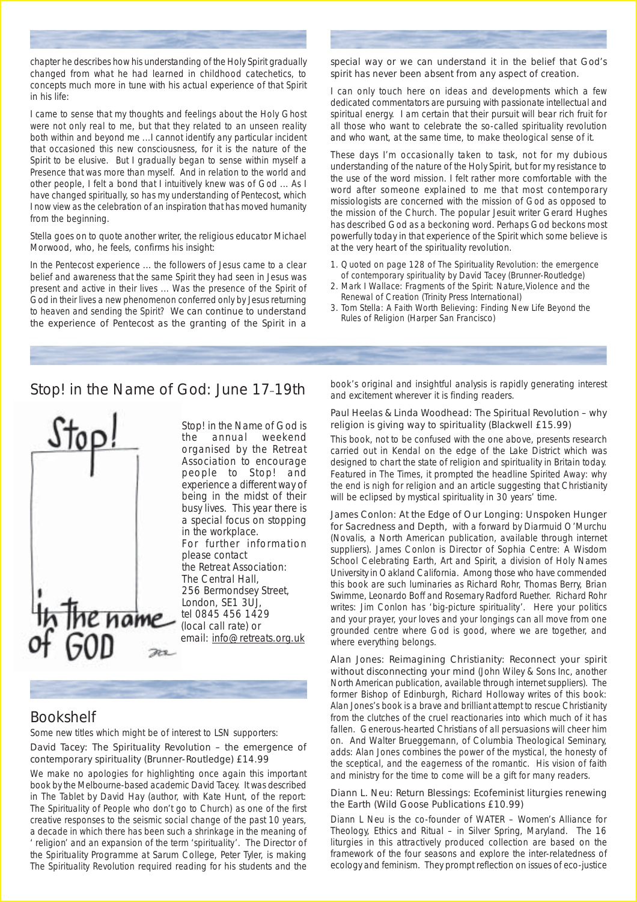chapter he describes how his understanding of the Holy Spirit gradually changed from what he had learned in childhood catechetics, to concepts much more in tune with his actual experience of that Spirit in his life:

*I came to sense that my thoughts and feelings about the Holy Ghost were not only real to me, but that they related to an unseen reality both within and beyond me ...I cannot identify any particular incident that occasioned this new consciousness, for it is the nature of the Spirit to be elusive. But I gradually began to sense within myself a Presence that was more than myself. And in relation to the world and other people, I felt a bond that I intuitively knew was of God ... As I have changed spiritually, so has my understanding of Pentecost, which I now view as the celebration of an inspiration that has moved humanity from the beginning.*

Stella goes on to quote another writer, the religious educator Michael Morwood, who, he feels, confirms his insight:

*In the Pentecost experience ... the followers of Jesus came to a clear belief and awareness that the same Spirit they had seen in Jesus was present and active in their lives ... Was the presence of the Spirit of God in their lives a new phenomenon conferred only by Jesus returning to heaven and sending the Spirit? We can continue to understand the experience of Pentecost as the granting of the Spirit in a special way or we can understand it in the belief that God's spirit has never been absent from any aspect of creation.*

I can only touch here on ideas and developments which a few dedicated commentators are pursuing with passionate intellectual and spiritual energy. I am certain that their pursuit will bear rich fruit for all those who want to celebrate the so-called spirituality revolution and who want, at the same time, to make theological sense of it.

These days I'm occasionally taken to task, not for my dubious understanding of the nature of the Holy Spirit, but for my resistance to the use of the word mission. I felt rather more comfortable with the word after someone explained to me that most contemporary missiologists are concerned with the mission of God as opposed to the mission of the Church. The popular Jesuit writer Gerard Hughes has described God as a beckoning word. Perhaps God beckons most powerfully today in that experience of the Spirit which some believe is at the very heart of the spirituality revolution.

1. Quoted on page 128 of *The Spirituality Revolution: the emergence of contemporary spirituality* by David Tacey (Brunner-Routledge)
2. Mark I Wallace: *Fragments of the Spirit: Nature,Violence and the Renewal of Creation* (Trinity Press International)
3. Tom Stella: *A Faith Worth Believing: Finding New Life Beyond the Rules of Religion* (Harper San Francisco)

## Stop! in the Name of God: June 17–19th

Stop! in the Name of God is the annual weekend organised by the Retreat Association to encourage people to Stop! and experience a different way of being in the midst of their busy lives. This year there is a special focus on stopping in the workplace.
For further information please contact
the Retreat Association:
The Central Hall,
256 Bermondsey Street,
London, SE1 3UJ,
tel 0845 456 1429
(local call rate) or
email: info@retreats.org.uk

## Bookshelf

Some new titles which might be of interest to LSN supporters:

**David Tacey: The Spirituality Revolution – the emergence of contemporary spirituality (Brunner-Routledge) £14.99**

We make no apologies for highlighting once again this important book by the Melbourne-based academic David Tacey. It was described in *The Tablet* by David Hay (author, with Kate Hunt, of the report: *The Spirituality of People who don't go to Church*) as one of the first creative responses to the seismic social change of the past 10 years, a decade in which there has been such a shrinkage in the meaning of 'religion' and an expansion of the term 'spirituality'. The Director of the Spirituality Programme at Sarum College, Peter Tyler, is making *The Spirituality Revolution* required reading for his students and the book's original and insightful analysis is rapidly generating interest and excitement wherever it is finding readers.

**Paul Heelas & Linda Woodhead: The Spiritual Revolution – why religion is giving way to spirituality (Blackwell £15.99)**

This book, not to be confused with the one above, presents research carried out in Kendal on the edge of the Lake District which was designed to chart the state of religion and spirituality in Britain today. Featured in *The Times*, it prompted the headline *Spirited Away: why the end is nigh for religion* and an article suggesting that Christianity will be eclipsed by mystical spirituality in 30 years' time.

**James Conlon: At the Edge of Our Longing: Unspoken Hunger for Sacredness and Depth,** with a forward by Diarmuid O'Murchu (Novalis, a North American publication, available through internet suppliers). James Conlon is Director of Sophia Centre: A Wisdom School Celebrating Earth, Art and Spirit, a division of Holy Names University in Oakland California. Among those who have commended this book are such luminaries as Richard Rohr, Thomas Berry, Brian Swimme, Leonardo Boff and Rosemary Radford Ruether. Richard Rohr writes: *Jim Conlon has 'big-picture spirituality'. Here your politics and your prayer, your loves and your longings can all move from one grounded centre where God is good, where we are together, and where everything belongs.*

**Alan Jones: Reimagining Christianity: Reconnect your spirit without disconnecting your mind** (John Wiley & Sons Inc, another North American publication, available through internet suppliers). The former Bishop of Edinburgh, Richard Holloway writes of this book: *Alan Jones's book is a brave and brilliant attempt to rescue Christianity from the clutches of the cruel reactionaries into which much of it has fallen. Generous-hearted Christians of all persuasions will cheer him on.* And Walter Brueggemann, of Columbia Theological Seminary, adds: *Alan Jones combines the power of the mystical, the honesty of the sceptical, and the eagerness of the romantic. His vision of faith and ministry for the time to come will be a gift for many readers.*

**Diann L. Neu: Return Blessings: Ecofeminist liturgies renewing the Earth (Wild Goose Publications £10.99)**

Diann L Neu is the co-founder of WATER – Women's Alliance for Theology, Ethics and Ritual – in Silver Spring, Maryland. The 16 liturgies in this attractively produced collection are based on the framework of the four seasons and explore the inter-relatedness of ecology and feminism. They prompt reflection on issues of eco-justice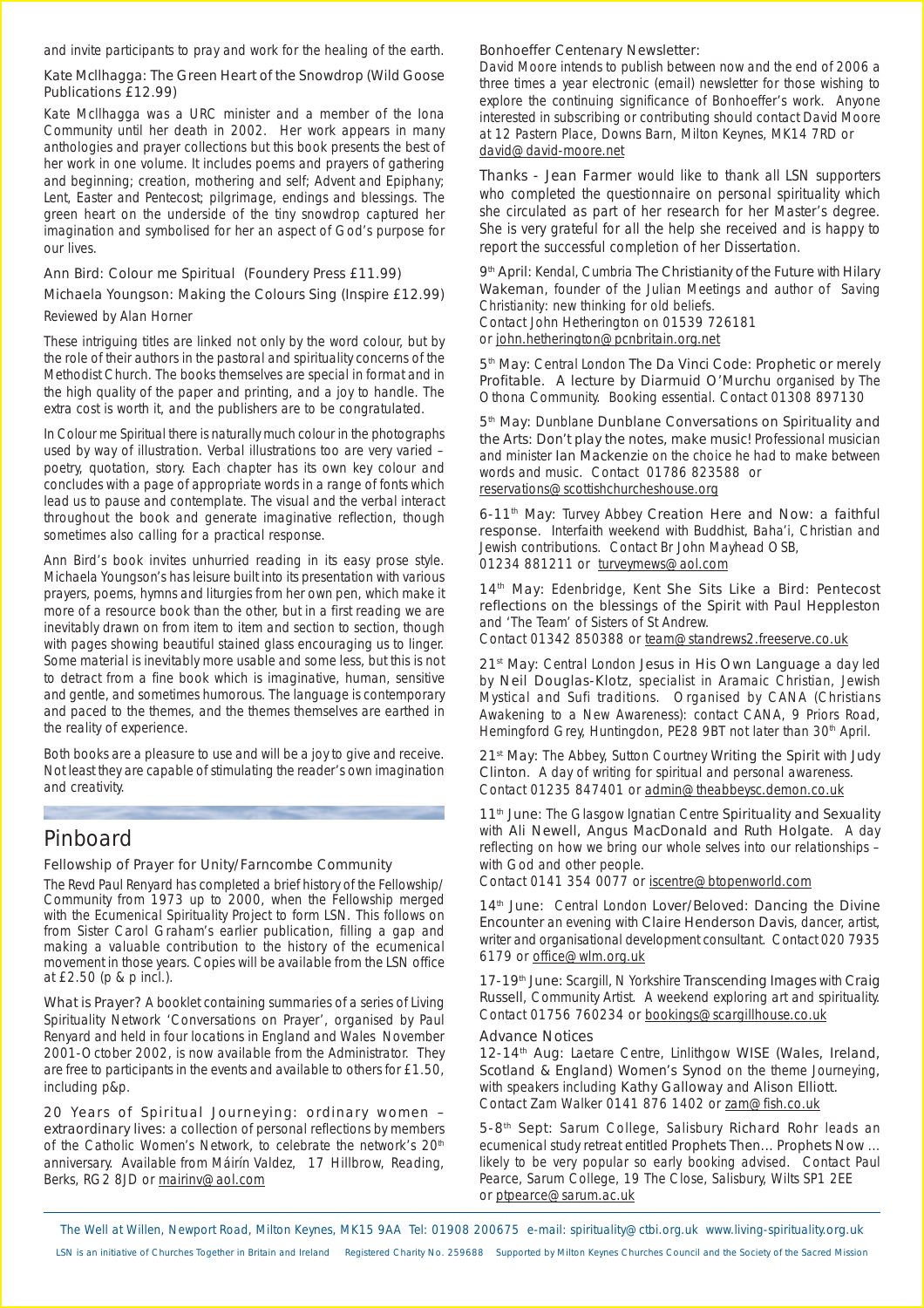and invite participants to pray and work for the healing of the earth.

Kate McIlhagga: The Green Heart of the Snowdrop (Wild Goose Publications £12.99)

Kate McIlhagga was a URC minister and a member of the Iona Community until her death in 2002. Her work appears in many anthologies and prayer collections but this book presents the best of her work in one volume. It includes poems and prayers of gathering and beginning; creation, mothering and self; Advent and Epiphany; Lent, Easter and Pentecost; pilgrimage, endings and blessings. The green heart on the underside of the tiny snowdrop captured her imagination and symbolised for her an aspect of God's purpose for our lives.

Ann Bird: Colour me Spiritual (Foundery Press £11.99)

Michaela Youngson: Making the Colours Sing (Inspire £12.99)

Reviewed by Alan Horner

These intriguing titles are linked not only by the word colour, but by the role of their authors in the pastoral and spirituality concerns of the Methodist Church. The books themselves are special in format and in the high quality of the paper and printing, and a joy to handle. The extra cost is worth it, and the publishers are to be congratulated.

In *Colour me Spiritual* there is naturally much colour in the photographs used by way of illustration. Verbal illustrations too are very varied – poetry, quotation, story. Each chapter has its own key colour and concludes with a page of appropriate words in a range of fonts which lead us to pause and contemplate. The visual and the verbal interact throughout the book and generate imaginative reflection, though sometimes also calling for a practical response.

Ann Bird's book invites unhurried reading in its easy prose style. Michaela Youngson's has leisure built into its presentation with various prayers, poems, hymns and liturgies from her own pen, which make it more of a resource book than the other, but in a first reading we are inevitably drawn on from item to item and section to section, though with pages showing beautiful stained glass encouraging us to linger. Some material is inevitably more usable and some less, but this is not to detract from a fine book which is imaginative, human, sensitive and gentle, and sometimes humorous. The language is contemporary and paced to the themes, and the themes themselves are earthed in the reality of experience.

Both books are a pleasure to use and will be a joy to give and receive. Not least they are capable of stimulating the reader's own imagination and creativity.

## Pinboard

Fellowship of Prayer for Unity/Farncombe Community

The Revd Paul Renyard has completed a brief history of the Fellowship/Community from 1973 up to 2000, when the Fellowship merged with the Ecumenical Spirituality Project to form LSN. This follows on from Sister Carol Graham's earlier publication, filling a gap and making a valuable contribution to the history of the ecumenical movement in those years. Copies will be available from the LSN office at £2.50 (p & p incl.).

What is Prayer? A booklet containing summaries of a series of Living Spirituality Network 'Conversations on Prayer', organised by Paul Renyard and held in four locations in England and Wales November 2001-October 2002, is now available from the Administrator. They are free to participants in the events and available to others for £1.50, including p&p.

20 Years of Spiritual Journeying: ordinary women – extraordinary lives: a collection of personal reflections by members of the Catholic Women's Network, to celebrate the network's 20th anniversary. Available from Máirín Valdez, 17 Hillbrow, Reading, Berks, RG2 8JD or mairinv@aol.com

Bonhoeffer Centenary Newsletter:

David Moore intends to publish between now and the end of 2006 a three times a year electronic (email) newsletter for those wishing to explore the continuing significance of Bonhoeffer's work. Anyone interested in subscribing or contributing should contact David Moore at 12 Pastern Place, Downs Barn, Milton Keynes, MK14 7RD or david@david-moore.net

Thanks - Jean Farmer would like to thank all LSN supporters who completed the questionnaire on personal spirituality which she circulated as part of her research for her Master's degree. She is very grateful for all the help she received and is happy to report the successful completion of her Dissertation.

9th April: Kendal, Cumbria The Christianity of the Future with Hilary Wakeman, founder of the Julian Meetings and author of *Saving Christianity: new thinking for old beliefs.*
Contact John Hetherington on 01539 726181
or john.hetherington@pcnbritain.org.net

5th May: Central London The Da Vinci Code: Prophetic or merely Profitable. A lecture by Diarmuid O'Murchu organised by The Othona Community. Booking essential. Contact 01308 897130

5th May: Dunblane Dunblane Conversations on Spirituality and the Arts: Don't play the notes, make music! Professional musician and minister Ian Mackenzie on the choice he had to make between words and music. Contact 01786 823588 or reservations@scottishchurcheshouse.org

6-11th May: Turvey Abbey Creation Here and Now: a faithful response. Interfaith weekend with Buddhist, Baha'i, Christian and Jewish contributions. Contact Br John Mayhead OSB, 01234 881211 or turveymews@aol.com

14th May: Edenbridge, Kent She Sits Like a Bird: Pentecost reflections on the blessings of the Spirit with Paul Heppleston and 'The Team' of Sisters of St Andrew.
Contact 01342 850388 or team@standrews2.freeserve.co.uk

21st May: Central London Jesus in His Own Language a day led by Neil Douglas-Klotz, specialist in Aramaic Christian, Jewish Mystical and Sufi traditions. Organised by CANA (Christians Awakening to a New Awareness): contact CANA, 9 Priors Road, Hemingford Grey, Huntingdon, PE28 9BT not later than 30th April.

21st May: The Abbey, Sutton Courtney Writing the Spirit with Judy Clinton. A day of writing for spiritual and personal awareness. Contact 01235 847401 or admin@theabbeysc.demon.co.uk

11th June: The Glasgow Ignatian Centre Spirituality and Sexuality with Ali Newell, Angus MacDonald and Ruth Holgate. A day reflecting on how we bring our whole selves into our relationships – with God and other people.
Contact 0141 354 0077 or iscentre@btopenworld.com

14th June: Central London Lover/Beloved: Dancing the Divine Encounter an evening with Claire Henderson Davis, dancer, artist, writer and organisational development consultant. Contact 020 7935 6179 or office@wlm.org.uk

17-19th June: Scargill, N Yorkshire Transcending Images with Craig Russell, Community Artist. A weekend exploring art and spirituality. Contact 01756 760234 or bookings@scargillhouse.co.uk

Advance Notices

12-14th Aug: Laetare Centre, Linlithgow WISE (Wales, Ireland, Scotland & England) Women's Synod on the theme Journeying, with speakers including Kathy Galloway and Alison Elliott. Contact Zam Walker 0141 876 1402 or zam@fish.co.uk

5-8th Sept: Sarum College, Salisbury Richard Rohr leads an ecumenical study retreat entitled Prophets Then... Prophets Now ... likely to be very popular so early booking advised. Contact Paul Pearce, Sarum College, 19 The Close, Salisbury, Wilts SP1 2EE or ptpearce@sarum.ac.uk

The Well at Willen, Newport Road, Milton Keynes, MK15 9AA Tel: 01908 200675 e-mail: spirituality@ctbi.org.uk www.living-spirituality.org.uk

LSN is an initiative of Churches Together in Britain and Ireland Registered Charity No. 259688 Supported by Milton Keynes Churches Council and the Society of the Sacred Mission